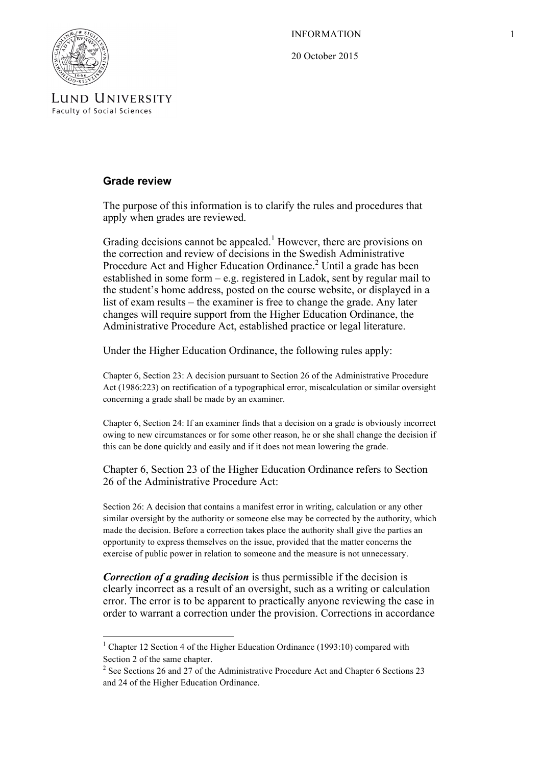INFORMATION

20 October 2015

LUND UNIVERSITY
Faculty of Social Sciences

## Grade review

The purpose of this information is to clarify the rules and procedures that apply when grades are reviewed.

Grading decisions cannot be appealed.[1] However, there are provisions on the correction and review of decisions in the Swedish Administrative Procedure Act and Higher Education Ordinance.[2] Until a grade has been established in some form – e.g. registered in Ladok, sent by regular mail to the student's home address, posted on the course website, or displayed in a list of exam results – the examiner is free to change the grade. Any later changes will require support from the Higher Education Ordinance, the Administrative Procedure Act, established practice or legal literature.

Under the Higher Education Ordinance, the following rules apply:

Chapter 6, Section 23: A decision pursuant to Section 26 of the Administrative Procedure Act (1986:223) on rectification of a typographical error, miscalculation or similar oversight concerning a grade shall be made by an examiner.

Chapter 6, Section 24: If an examiner finds that a decision on a grade is obviously incorrect owing to new circumstances or for some other reason, he or she shall change the decision if this can be done quickly and easily and if it does not mean lowering the grade.

Chapter 6, Section 23 of the Higher Education Ordinance refers to Section 26 of the Administrative Procedure Act:

Section 26: A decision that contains a manifest error in writing, calculation or any other similar oversight by the authority or someone else may be corrected by the authority, which made the decision. Before a correction takes place the authority shall give the parties an opportunity to express themselves on the issue, provided that the matter concerns the exercise of public power in relation to someone and the measure is not unnecessary.

***Correction of a grading decision*** is thus permissible if the decision is clearly incorrect as a result of an oversight, such as a writing or calculation error. The error is to be apparent to practically anyone reviewing the case in order to warrant a correction under the provision. Corrections in accordance

---

[1] Chapter 12 Section 4 of the Higher Education Ordinance (1993:10) compared with Section 2 of the same chapter.

[2] See Sections 26 and 27 of the Administrative Procedure Act and Chapter 6 Sections 23 and 24 of the Higher Education Ordinance.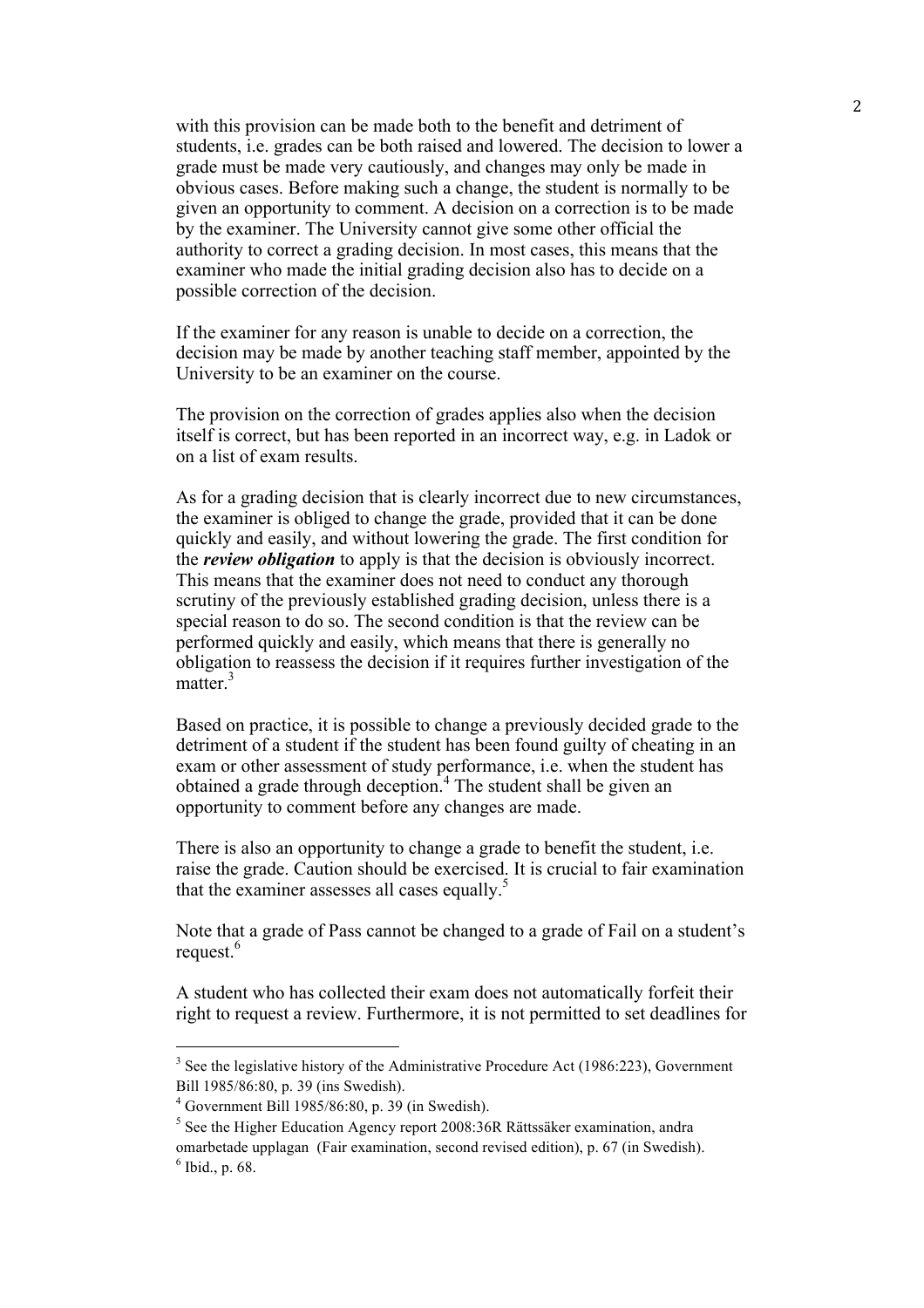with this provision can be made both to the benefit and detriment of students, i.e. grades can be both raised and lowered. The decision to lower a grade must be made very cautiously, and changes may only be made in obvious cases. Before making such a change, the student is normally to be given an opportunity to comment. A decision on a correction is to be made by the examiner. The University cannot give some other official the authority to correct a grading decision. In most cases, this means that the examiner who made the initial grading decision also has to decide on a possible correction of the decision.

If the examiner for any reason is unable to decide on a correction, the decision may be made by another teaching staff member, appointed by the University to be an examiner on the course.

The provision on the correction of grades applies also when the decision itself is correct, but has been reported in an incorrect way, e.g. in Ladok or on a list of exam results.

As for a grading decision that is clearly incorrect due to new circumstances, the examiner is obliged to change the grade, provided that it can be done quickly and easily, and without lowering the grade. The first condition for the ***review obligation*** to apply is that the decision is obviously incorrect. This means that the examiner does not need to conduct any thorough scrutiny of the previously established grading decision, unless there is a special reason to do so. The second condition is that the review can be performed quickly and easily, which means that there is generally no obligation to reassess the decision if it requires further investigation of the matter.[3]

Based on practice, it is possible to change a previously decided grade to the detriment of a student if the student has been found guilty of cheating in an exam or other assessment of study performance, i.e. when the student has obtained a grade through deception.[4] The student shall be given an opportunity to comment before any changes are made.

There is also an opportunity to change a grade to benefit the student, i.e. raise the grade. Caution should be exercised. It is crucial to fair examination that the examiner assesses all cases equally.[5]

Note that a grade of Pass cannot be changed to a grade of Fail on a student's request.[6]

A student who has collected their exam does not automatically forfeit their right to request a review. Furthermore, it is not permitted to set deadlines for

---

[3] See the legislative history of the Administrative Procedure Act (1986:223), Government Bill 1985/86:80, p. 39 (ins Swedish).

[4] Government Bill 1985/86:80, p. 39 (in Swedish).

[5] See the Higher Education Agency report 2008:36R Rättssäker examination, andra omarbetade upplagan (Fair examination, second revised edition), p. 67 (in Swedish).

[6] Ibid., p. 68.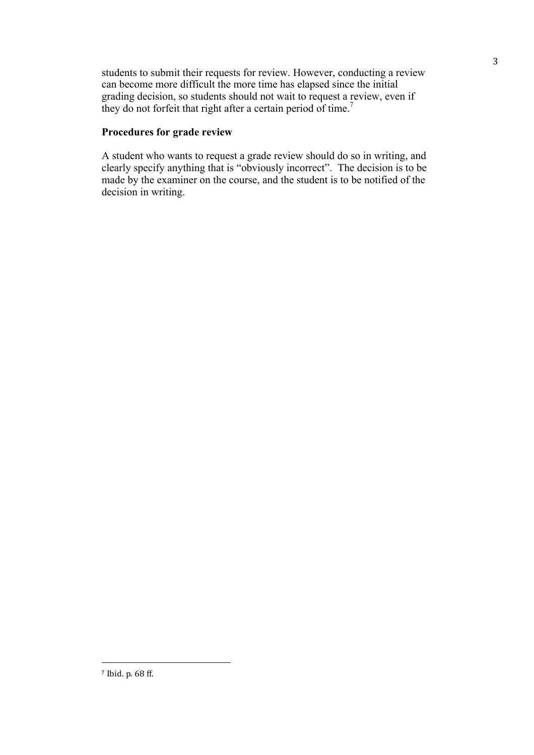students to submit their requests for review. However, conducting a review can become more difficult the more time has elapsed since the initial grading decision, so students should not wait to request a review, even if they do not forfeit that right after a certain period of time.[7]

**Procedures for grade review**

A student who wants to request a grade review should do so in writing, and clearly specify anything that is "obviously incorrect". The decision is to be made by the examiner on the course, and the student is to be notified of the decision in writing.

[7] Ibid. p. 68 ff.